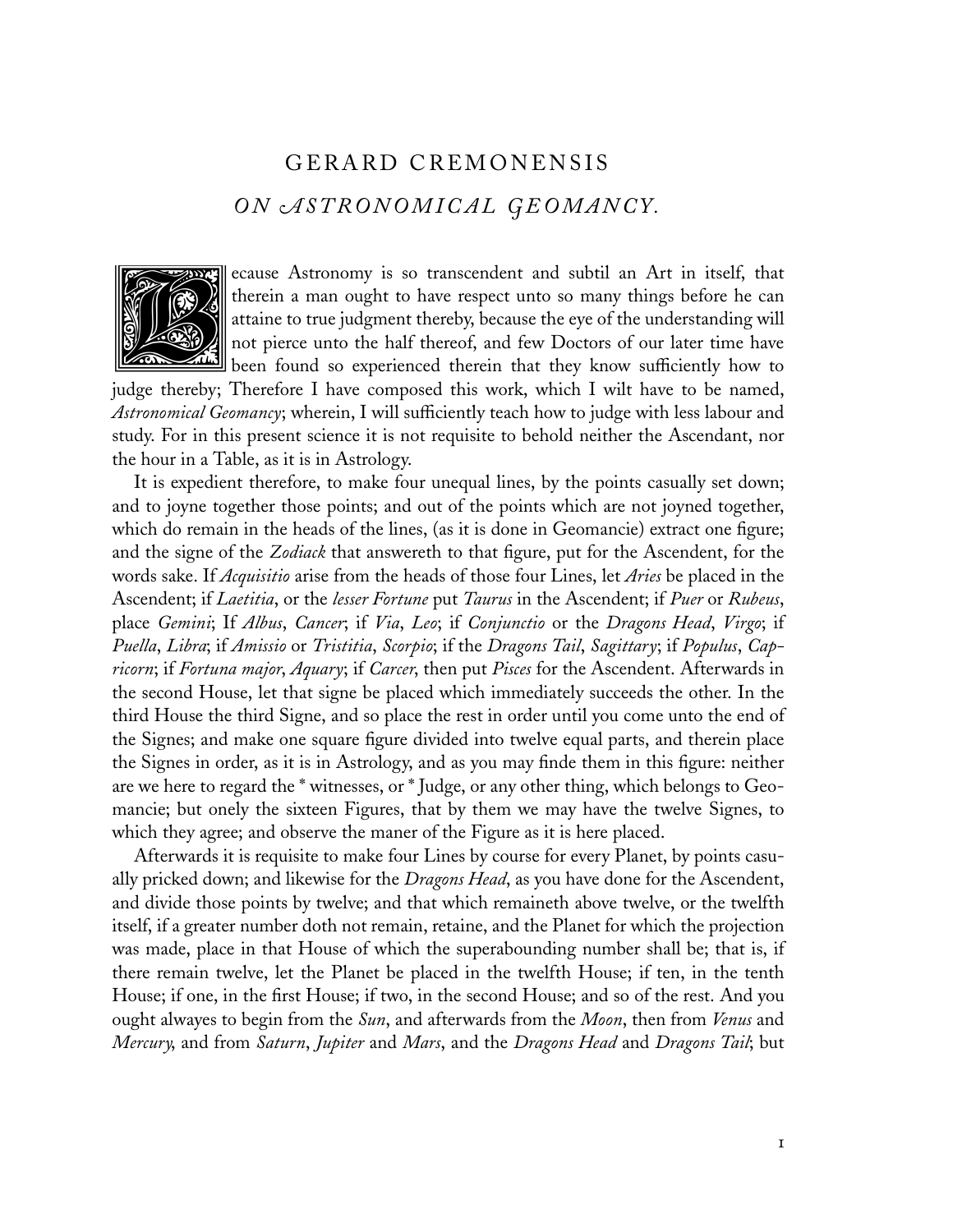# GERARD CREMONENSIS

## *ON ASTRONOMICAL GEOMANCY.*

Because Astronomy is so transcendent and subtil an Art in itself, that therein a man ought to have respect unto so many things before he can attaine to true judgment thereby, because the eye of the understanding will not pierce unto the half thereof, and few Doctors of our later time have been found so experienced therein that they know sufficiently how to judge thereby; Therefore I have composed this work, which I wilt have to be named, *Astronomical Geomancy*; wherein, I will sufficiently teach how to judge with less labour and study. For in this present science it is not requisite to behold neither the Ascendant, nor the hour in a Table, as it is in Astrology.

It is expedient therefore, to make four unequal lines, by the points casually set down; and to joyne together those points; and out of the points which are not joyned together, which do remain in the heads of the lines, (as it is done in Geomancie) extract one figure; and the signe of the *Zodiack* that answereth to that figure, put for the Ascendent, for the words sake. If *Acquisitio* arise from the heads of those four Lines, let *Aries* be placed in the Ascendent; if *Laetitia*, or the *lesser Fortune* put *Taurus* in the Ascendent; if *Puer* or *Rubeus*, place *Gemini*; If *Albus*, *Cancer*; if *Via*, *Leo*; if *Conjunctio* or the *Dragons Head*, *Virgo*; if *Puella*, *Libra*; if *Amissio* or *Tristitia*, *Scorpio*; if the *Dragons Tail*, *Sagittary*; if *Populus*, *Capricorn*; if *Fortuna major*, *Aquary*; if *Carcer*, then put *Pisces* for the Ascendent. Afterwards in the second House, let that signe be placed which immediately succeeds the other. In the third House the third Signe, and so place the rest in order until you come unto the end of the Signes; and make one square figure divided into twelve equal parts, and therein place the Signes in order, as it is in Astrology, and as you may finde them in this figure: neither are we here to regard the * witnesses, or * Judge, or any other thing, which belongs to Geomancie; but onely the sixteen Figures, that by them we may have the twelve Signes, to which they agree; and observe the maner of the Figure as it is here placed.

Afterwards it is requisite to make four Lines by course for every Planet, by points casually pricked down; and likewise for the *Dragons Head*, as you have done for the Ascendent, and divide those points by twelve; and that which remaineth above twelve, or the twelfth itself, if a greater number doth not remain, retaine, and the Planet for which the projection was made, place in that House of which the superabounding number shall be; that is, if there remain twelve, let the Planet be placed in the twelfth House; if ten, in the tenth House; if one, in the first House; if two, in the second House; and so of the rest. And you ought alwayes to begin from the *Sun*, and afterwards from the *Moon*, then from *Venus* and *Mercury*, and from *Saturn*, *Jupiter* and *Mars*, and the *Dragons Head* and *Dragons Tail*; but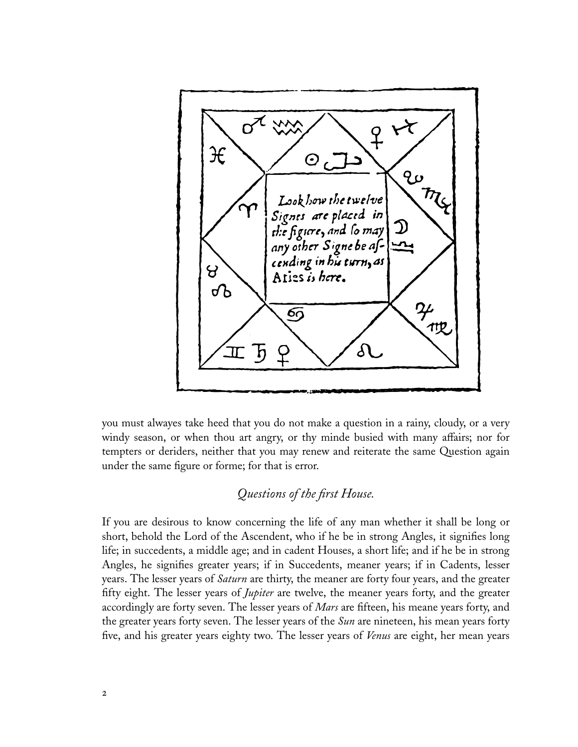*Look how the twelve Signes are placed in the figure, and so may any other Signe be ascending in his turn, as Aries is here.*

you must alwayes take heed that you do not make a question in a rainy, cloudy, or a very windy season, or when thou art angry, or thy minde busied with many affairs; nor for tempters or deriders, neither that you may renew and reiterate the same Question again under the same figure or forme; for that is error.

## *Questions of the first House.*

If you are desirous to know concerning the life of any man whether it shall be long or short, behold the Lord of the Ascendent, who if he be in strong Angles, it signifies long life; in succedents, a middle age; and in cadent Houses, a short life; and if he be in strong Angles, he signifies greater years; if in Succedents, meaner years; if in Cadents, lesser years. The lesser years of *Saturn* are thirty, the meaner are forty four years, and the greater fifty eight. The lesser years of *Jupiter* are twelve, the meaner years forty, and the greater accordingly are forty seven. The lesser years of *Mars* are fifteen, his meane years forty, and the greater years forty seven. The lesser years of the *Sun* are nineteen, his mean years forty five, and his greater years eighty two. The lesser years of *Venus* are eight, her mean years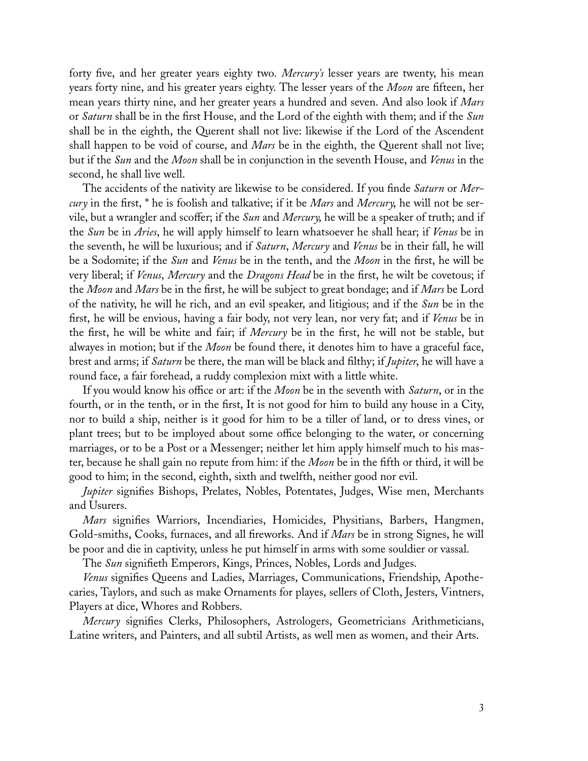forty five, and her greater years eighty two. *Mercury's* lesser years are twenty, his mean years forty nine, and his greater years eighty. The lesser years of the *Moon* are fifteen, her mean years thirty nine, and her greater years a hundred and seven. And also look if *Mars* or *Saturn* shall be in the first House, and the Lord of the eighth with them; and if the *Sun* shall be in the eighth, the Querent shall not live: likewise if the Lord of the Ascendent shall happen to be void of course, and *Mars* be in the eighth, the Querent shall not live; but if the *Sun* and the *Moon* shall be in conjunction in the seventh House, and *Venus* in the second, he shall live well.

The accidents of the nativity are likewise to be considered. If you finde *Saturn* or *Mercury* in the first, * he is foolish and talkative; if it be *Mars* and *Mercury*, he will not be servile, but a wrangler and scoffer; if the *Sun* and *Mercury*, he will be a speaker of truth; and if the *Sun* be in *Aries*, he will apply himself to learn whatsoever he shall hear; if *Venus* be in the seventh, he will be luxurious; and if *Saturn*, *Mercury* and *Venus* be in their fall, he will be a Sodomite; if the *Sun* and *Venus* be in the tenth, and the *Moon* in the first, he will be very liberal; if *Venus*, *Mercury* and the *Dragons Head* be in the first, he wilt be covetous; if the *Moon* and *Mars* be in the first, he will be subject to great bondage; and if *Mars* be Lord of the nativity, he will he rich, and an evil speaker, and litigious; and if the *Sun* be in the first, he will be envious, having a fair body, not very lean, nor very fat; and if *Venus* be in the first, he will be white and fair; if *Mercury* be in the first, he will not be stable, but alwayes in motion; but if the *Moon* be found there, it denotes him to have a graceful face, brest and arms; if *Saturn* be there, the man will be black and filthy; if *Jupiter*, he will have a round face, a fair forehead, a ruddy complexion mixt with a little white.

If you would know his office or art: if the *Moon* be in the seventh with *Saturn*, or in the fourth, or in the tenth, or in the first, It is not good for him to build any house in a City, nor to build a ship, neither is it good for him to be a tiller of land, or to dress vines, or plant trees; but to be imployed about some office belonging to the water, or concerning marriages, or to be a Post or a Messenger; neither let him apply himself much to his master, because he shall gain no repute from him: if the *Moon* be in the fifth or third, it will be good to him; in the second, eighth, sixth and twelfth, neither good nor evil.

*Jupiter* signifies Bishops, Prelates, Nobles, Potentates, Judges, Wise men, Merchants and Usurers.

*Mars* signifies Warriors, Incendiaries, Homicides, Physitians, Barbers, Hangmen, Gold-smiths, Cooks, furnaces, and all fireworks. And if *Mars* be in strong Signes, he will be poor and die in captivity, unless he put himself in arms with some souldier or vassal.

The *Sun* signifieth Emperors, Kings, Princes, Nobles, Lords and Judges.

*Venus* signifies Queens and Ladies, Marriages, Communications, Friendship, Apothecaries, Taylors, and such as make Ornaments for playes, sellers of Cloth, Jesters, Vintners, Players at dice, Whores and Robbers.

*Mercury* signifies Clerks, Philosophers, Astrologers, Geometricians Arithmeticians, Latine writers, and Painters, and all subtil Artists, as well men as women, and their Arts.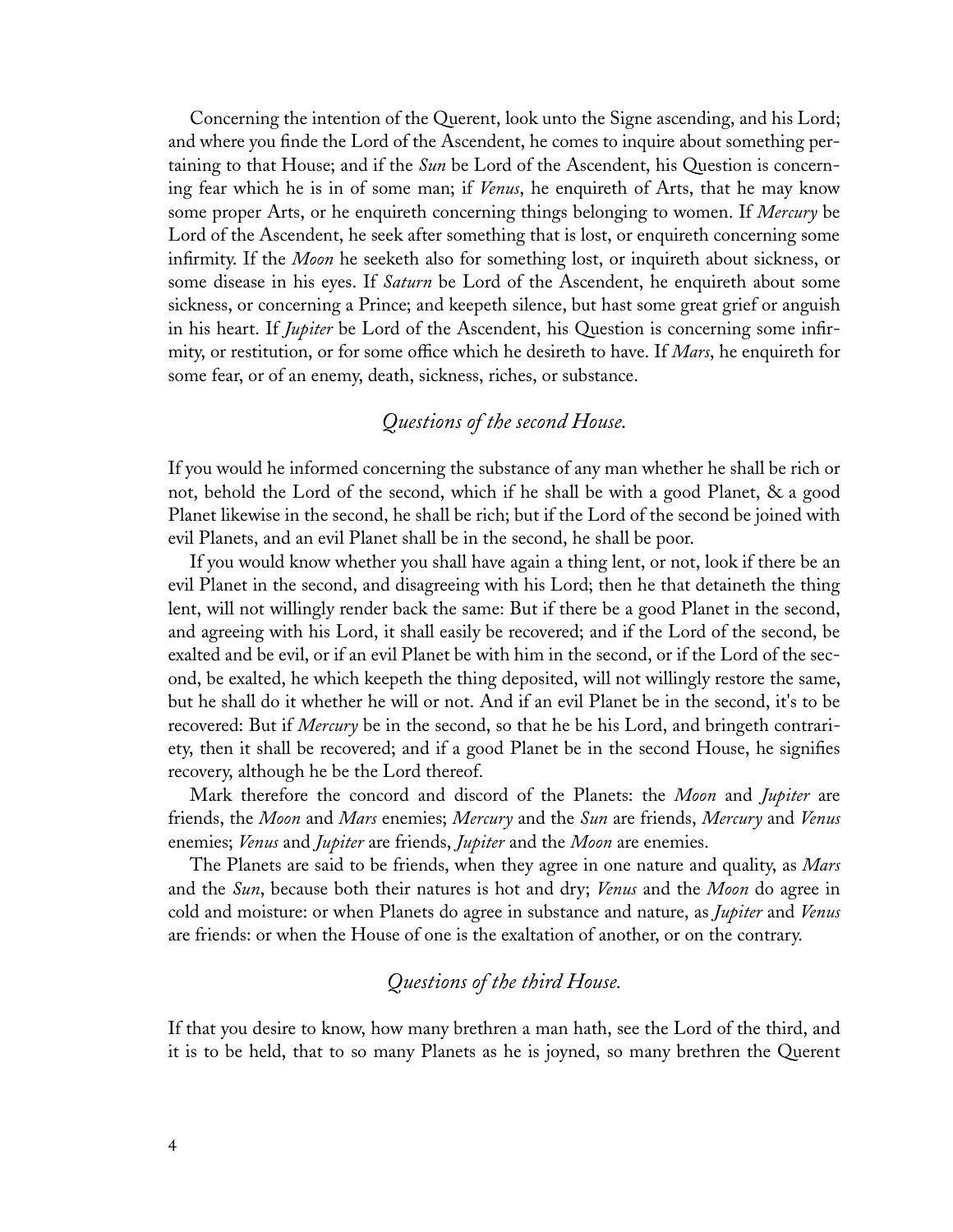Concerning the intention of the Querent, look unto the Signe ascending, and his Lord; and where you finde the Lord of the Ascendent, he comes to inquire about something pertaining to that House; and if the *Sun* be Lord of the Ascendent, his Question is concerning fear which he is in of some man; if *Venus*, he enquireth of Arts, that he may know some proper Arts, or he enquireth concerning things belonging to women. If *Mercury* be Lord of the Ascendent, he seek after something that is lost, or enquireth concerning some infirmity. If the *Moon* he seeketh also for something lost, or inquireth about sickness, or some disease in his eyes. If *Saturn* be Lord of the Ascendent, he enquireth about some sickness, or concerning a Prince; and keepeth silence, but hast some great grief or anguish in his heart. If *Jupiter* be Lord of the Ascendent, his Question is concerning some infirmity, or restitution, or for some office which he desireth to have. If *Mars*, he enquireth for some fear, or of an enemy, death, sickness, riches, or substance.

## *Questions of the second House.*

If you would he informed concerning the substance of any man whether he shall be rich or not, behold the Lord of the second, which if he shall be with a good Planet, & a good Planet likewise in the second, he shall be rich; but if the Lord of the second be joined with evil Planets, and an evil Planet shall be in the second, he shall be poor.

If you would know whether you shall have again a thing lent, or not, look if there be an evil Planet in the second, and disagreeing with his Lord; then he that detaineth the thing lent, will not willingly render back the same: But if there be a good Planet in the second, and agreeing with his Lord, it shall easily be recovered; and if the Lord of the second, be exalted and be evil, or if an evil Planet be with him in the second, or if the Lord of the second, be exalted, he which keepeth the thing deposited, will not willingly restore the same, but he shall do it whether he will or not. And if an evil Planet be in the second, it's to be recovered: But if *Mercury* be in the second, so that he be his Lord, and bringeth contrariety, then it shall be recovered; and if a good Planet be in the second House, he signifies recovery, although he be the Lord thereof.

Mark therefore the concord and discord of the Planets: the *Moon* and *Jupiter* are friends, the *Moon* and *Mars* enemies; *Mercury* and the *Sun* are friends, *Mercury* and *Venus* enemies; *Venus* and *Jupiter* are friends, *Jupiter* and the *Moon* are enemies.

The Planets are said to be friends, when they agree in one nature and quality, as *Mars* and the *Sun*, because both their natures is hot and dry; *Venus* and the *Moon* do agree in cold and moisture: or when Planets do agree in substance and nature, as *Jupiter* and *Venus* are friends: or when the House of one is the exaltation of another, or on the contrary.

## *Questions of the third House.*

If that you desire to know, how many brethren a man hath, see the Lord of the third, and it is to be held, that to so many Planets as he is joyned, so many brethren the Querent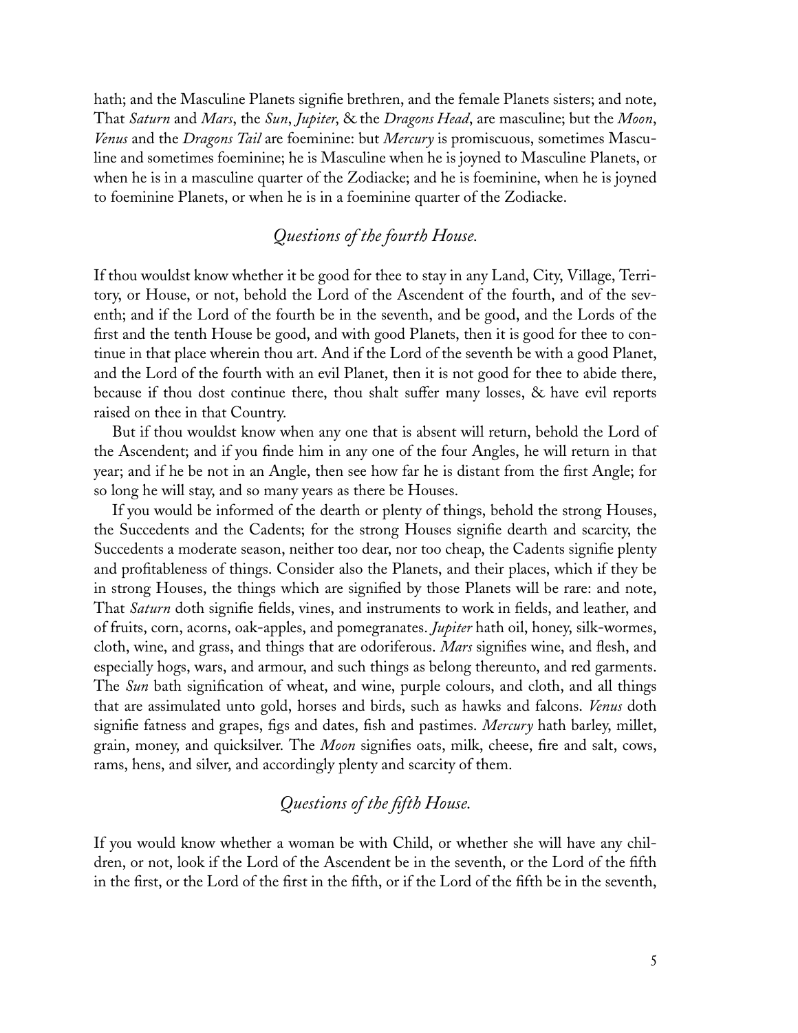hath; and the Masculine Planets signifie brethren, and the female Planets sisters; and note, That *Saturn* and *Mars*, the *Sun*, *Jupiter*, & the *Dragons Head*, are masculine; but the *Moon*, *Venus* and the *Dragons Tail* are foeminine: but *Mercury* is promiscuous, sometimes Masculine and sometimes foeminine; he is Masculine when he is joyned to Masculine Planets, or when he is in a masculine quarter of the Zodiacke; and he is foeminine, when he is joyned to foeminine Planets, or when he is in a foeminine quarter of the Zodiacke.

## *Questions of the fourth House.*

If thou wouldst know whether it be good for thee to stay in any Land, City, Village, Territory, or House, or not, behold the Lord of the Ascendent of the fourth, and of the seventh; and if the Lord of the fourth be in the seventh, and be good, and the Lords of the first and the tenth House be good, and with good Planets, then it is good for thee to continue in that place wherein thou art. And if the Lord of the seventh be with a good Planet, and the Lord of the fourth with an evil Planet, then it is not good for thee to abide there, because if thou dost continue there, thou shalt suffer many losses, & have evil reports raised on thee in that Country.

But if thou wouldst know when any one that is absent will return, behold the Lord of the Ascendent; and if you finde him in any one of the four Angles, he will return in that year; and if he be not in an Angle, then see how far he is distant from the first Angle; for so long he will stay, and so many years as there be Houses.

If you would be informed of the dearth or plenty of things, behold the strong Houses, the Succedents and the Cadents; for the strong Houses signifie dearth and scarcity, the Succedents a moderate season, neither too dear, nor too cheap, the Cadents signifie plenty and profitableness of things. Consider also the Planets, and their places, which if they be in strong Houses, the things which are signified by those Planets will be rare: and note, That *Saturn* doth signifie fields, vines, and instruments to work in fields, and leather, and of fruits, corn, acorns, oak-apples, and pomegranates. *Jupiter* hath oil, honey, silk-wormes, cloth, wine, and grass, and things that are odoriferous. *Mars* signifies wine, and flesh, and especially hogs, wars, and armour, and such things as belong thereunto, and red garments. The *Sun* bath signification of wheat, and wine, purple colours, and cloth, and all things that are assimulated unto gold, horses and birds, such as hawks and falcons. *Venus* doth signifie fatness and grapes, figs and dates, fish and pastimes. *Mercury* hath barley, millet, grain, money, and quicksilver. The *Moon* signifies oats, milk, cheese, fire and salt, cows, rams, hens, and silver, and accordingly plenty and scarcity of them.

## *Questions of the fifth House.*

If you would know whether a woman be with Child, or whether she will have any children, or not, look if the Lord of the Ascendent be in the seventh, or the Lord of the fifth in the first, or the Lord of the first in the fifth, or if the Lord of the fifth be in the seventh,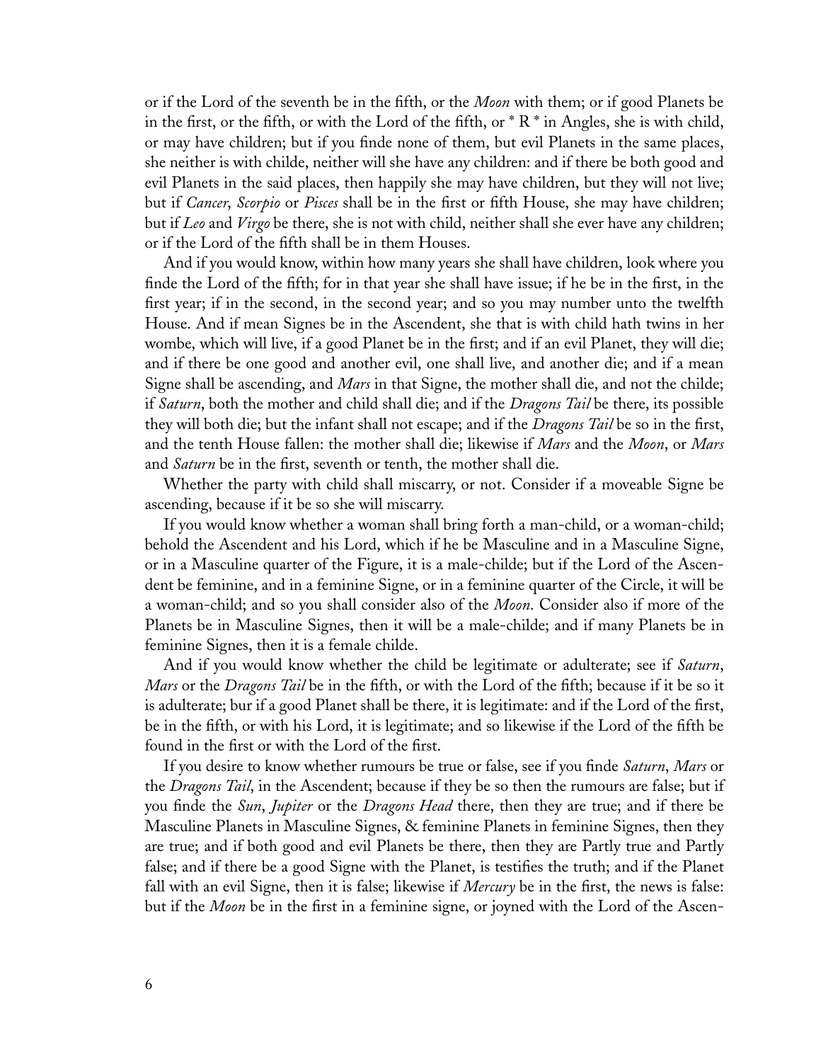or if the Lord of the seventh be in the fifth, or the *Moon* with them; or if good Planets be in the first, or the fifth, or with the Lord of the fifth, or * R * in Angles, she is with child, or may have children; but if you finde none of them, but evil Planets in the same places, she neither is with childe, neither will she have any children: and if there be both good and evil Planets in the said places, then happily she may have children, but they will not live; but if *Cancer*, *Scorpio* or *Pisces* shall be in the first or fifth House, she may have children; but if *Leo* and *Virgo* be there, she is not with child, neither shall she ever have any children; or if the Lord of the fifth shall be in them Houses.

And if you would know, within how many years she shall have children, look where you finde the Lord of the fifth; for in that year she shall have issue; if he be in the first, in the first year; if in the second, in the second year; and so you may number unto the twelfth House. And if mean Signes be in the Ascendent, she that is with child hath twins in her wombe, which will live, if a good Planet be in the first; and if an evil Planet, they will die; and if there be one good and another evil, one shall live, and another die; and if a mean Signe shall be ascending, and *Mars* in that Signe, the mother shall die, and not the childe; if *Saturn*, both the mother and child shall die; and if the *Dragons Tail* be there, its possible they will both die; but the infant shall not escape; and if the *Dragons Tail* be so in the first, and the tenth House fallen: the mother shall die; likewise if *Mars* and the *Moon*, or *Mars* and *Saturn* be in the first, seventh or tenth, the mother shall die.

Whether the party with child shall miscarry, or not. Consider if a moveable Signe be ascending, because if it be so she will miscarry.

If you would know whether a woman shall bring forth a man-child, or a woman-child; behold the Ascendent and his Lord, which if he be Masculine and in a Masculine Signe, or in a Masculine quarter of the Figure, it is a male-childe; but if the Lord of the Ascendent be feminine, and in a feminine Signe, or in a feminine quarter of the Circle, it will be a woman-child; and so you shall consider also of the *Moon*. Consider also if more of the Planets be in Masculine Signes, then it will be a male-childe; and if many Planets be in feminine Signes, then it is a female childe.

And if you would know whether the child be legitimate or adulterate; see if *Saturn*, *Mars* or the *Dragons Tail* be in the fifth, or with the Lord of the fifth; because if it be so it is adulterate; bur if a good Planet shall be there, it is legitimate: and if the Lord of the first, be in the fifth, or with his Lord, it is legitimate; and so likewise if the Lord of the fifth be found in the first or with the Lord of the first.

If you desire to know whether rumours be true or false, see if you finde *Saturn*, *Mars* or the *Dragons Tail*, in the Ascendent; because if they be so then the rumours are false; but if you finde the *Sun*, *Jupiter* or the *Dragons Head* there, then they are true; and if there be Masculine Planets in Masculine Signes, & feminine Planets in feminine Signes, then they are true; and if both good and evil Planets be there, then they are Partly true and Partly false; and if there be a good Signe with the Planet, is testifies the truth; and if the Planet fall with an evil Signe, then it is false; likewise if *Mercury* be in the first, the news is false: but if the *Moon* be in the first in a feminine signe, or joyned with the Lord of the Ascen-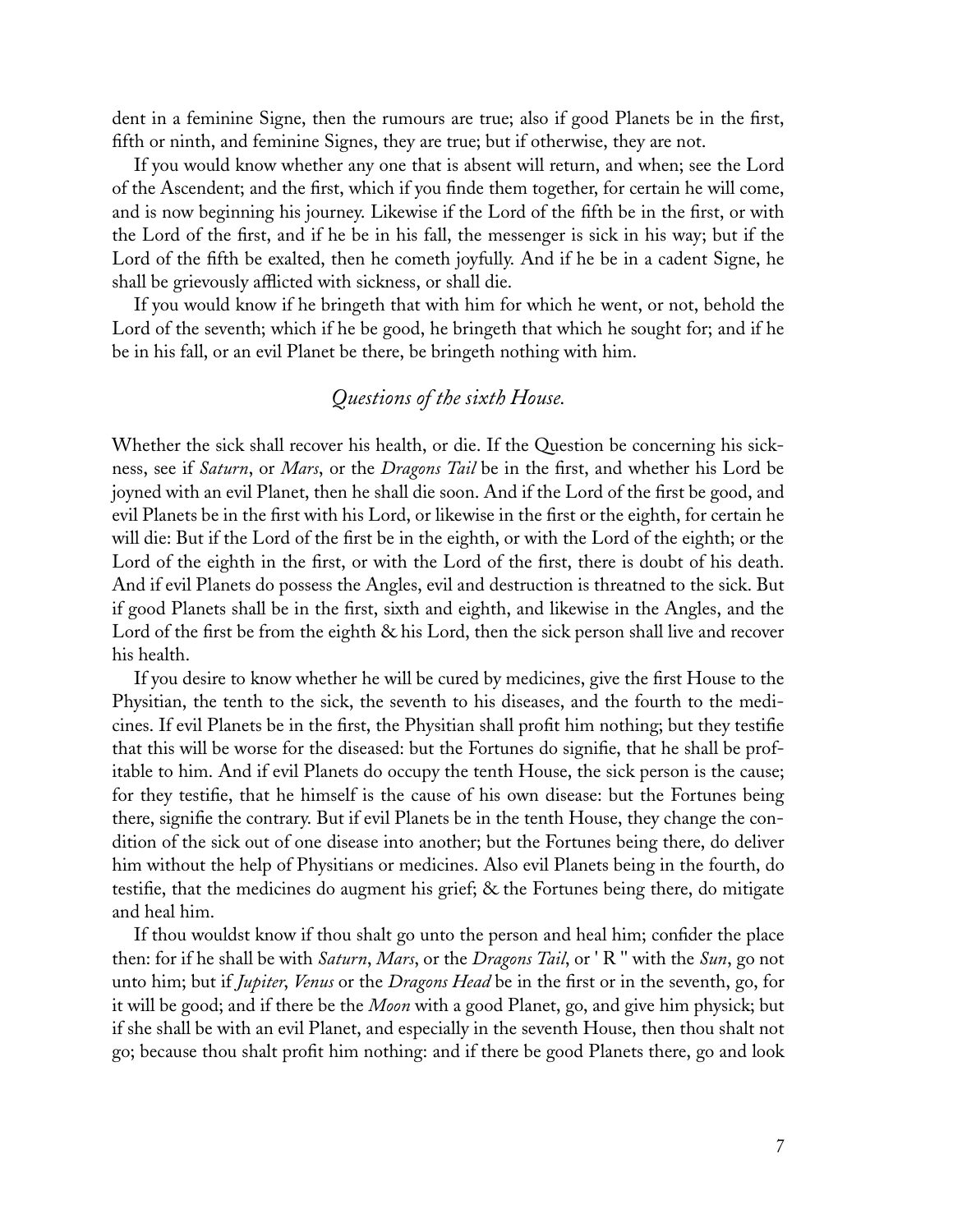dent in a feminine Signe, then the rumours are true; also if good Planets be in the first, fifth or ninth, and feminine Signes, they are true; but if otherwise, they are not.

If you would know whether any one that is absent will return, and when; see the Lord of the Ascendent; and the first, which if you finde them together, for certain he will come, and is now beginning his journey. Likewise if the Lord of the fifth be in the first, or with the Lord of the first, and if he be in his fall, the messenger is sick in his way; but if the Lord of the fifth be exalted, then he cometh joyfully. And if he be in a cadent Signe, he shall be grievously afflicted with sickness, or shall die.

If you would know if he bringeth that with him for which he went, or not, behold the Lord of the seventh; which if he be good, he bringeth that which he sought for; and if he be in his fall, or an evil Planet be there, be bringeth nothing with him.

## *Questions of the sixth House.*

Whether the sick shall recover his health, or die. If the Question be concerning his sickness, see if *Saturn*, or *Mars*, or the *Dragons Tail* be in the first, and whether his Lord be joyned with an evil Planet, then he shall die soon. And if the Lord of the first be good, and evil Planets be in the first with his Lord, or likewise in the first or the eighth, for certain he will die: But if the Lord of the first be in the eighth, or with the Lord of the eighth; or the Lord of the eighth in the first, or with the Lord of the first, there is doubt of his death. And if evil Planets do possess the Angles, evil and destruction is threatned to the sick. But if good Planets shall be in the first, sixth and eighth, and likewise in the Angles, and the Lord of the first be from the eighth & his Lord, then the sick person shall live and recover his health.

If you desire to know whether he will be cured by medicines, give the first House to the Physitian, the tenth to the sick, the seventh to his diseases, and the fourth to the medicines. If evil Planets be in the first, the Physitian shall profit him nothing; but they testifie that this will be worse for the diseased: but the Fortunes do signifie, that he shall be profitable to him. And if evil Planets do occupy the tenth House, the sick person is the cause; for they testifie, that he himself is the cause of his own disease: but the Fortunes being there, signifie the contrary. But if evil Planets be in the tenth House, they change the condition of the sick out of one disease into another; but the Fortunes being there, do deliver him without the help of Physitians or medicines. Also evil Planets being in the fourth, do testifie, that the medicines do augment his grief; & the Fortunes being there, do mitigate and heal him.

If thou wouldst know if thou shalt go unto the person and heal him; confider the place then: for if he shall be with *Saturn*, *Mars*, or the *Dragons Tail*, or ' R " with the *Sun*, go not unto him; but if *Jupiter*, *Venus* or the *Dragons Head* be in the first or in the seventh, go, for it will be good; and if there be the *Moon* with a good Planet, go, and give him physick; but if she shall be with an evil Planet, and especially in the seventh House, then thou shalt not go; because thou shalt profit him nothing: and if there be good Planets there, go and look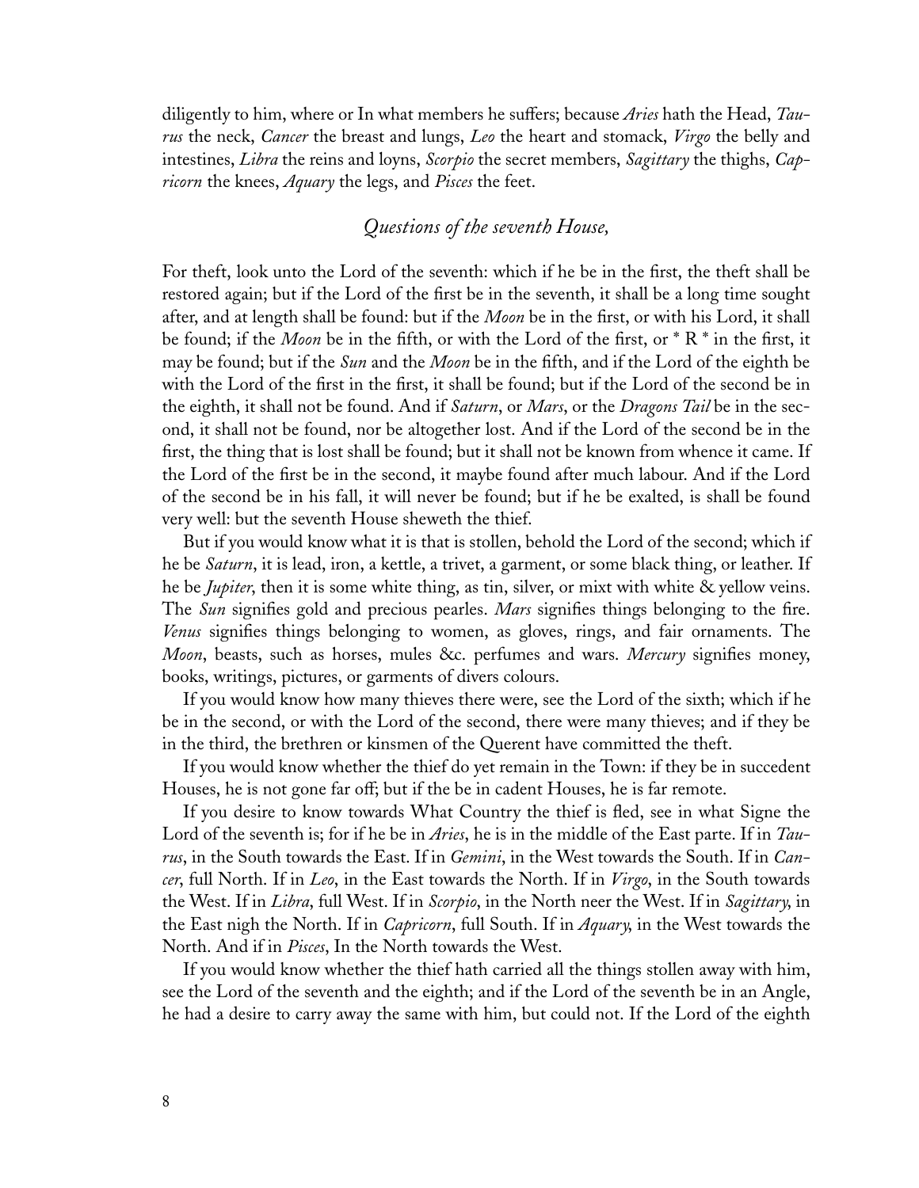diligently to him, where or In what members he suffers; because *Aries* hath the Head, *Taurus* the neck, *Cancer* the breast and lungs, *Leo* the heart and stomack, *Virgo* the belly and intestines, *Libra* the reins and loyns, *Scorpio* the secret members, *Sagittary* the thighs, *Capricorn* the knees, *Aquary* the legs, and *Pisces* the feet.

### *Questions of the seventh House,*

For theft, look unto the Lord of the seventh: which if he be in the first, the theft shall be restored again; but if the Lord of the first be in the seventh, it shall be a long time sought after, and at length shall be found: but if the *Moon* be in the first, or with his Lord, it shall be found; if the *Moon* be in the fifth, or with the Lord of the first, or * R * in the first, it may be found; but if the *Sun* and the *Moon* be in the fifth, and if the Lord of the eighth be with the Lord of the first in the first, it shall be found; but if the Lord of the second be in the eighth, it shall not be found. And if *Saturn*, or *Mars*, or the *Dragons Tail* be in the second, it shall not be found, nor be altogether lost. And if the Lord of the second be in the first, the thing that is lost shall be found; but it shall not be known from whence it came. If the Lord of the first be in the second, it maybe found after much labour. And if the Lord of the second be in his fall, it will never be found; but if he be exalted, is shall be found very well: but the seventh House sheweth the thief.

But if you would know what it is that is stollen, behold the Lord of the second; which if he be *Saturn*, it is lead, iron, a kettle, a trivet, a garment, or some black thing, or leather. If he be *Jupiter*, then it is some white thing, as tin, silver, or mixt with white & yellow veins. The *Sun* signifies gold and precious pearles. *Mars* signifies things belonging to the fire. *Venus* signifies things belonging to women, as gloves, rings, and fair ornaments. The *Moon*, beasts, such as horses, mules &c. perfumes and wars. *Mercury* signifies money, books, writings, pictures, or garments of divers colours.

If you would know how many thieves there were, see the Lord of the sixth; which if he be in the second, or with the Lord of the second, there were many thieves; and if they be in the third, the brethren or kinsmen of the Querent have committed the theft.

If you would know whether the thief do yet remain in the Town: if they be in succedent Houses, he is not gone far off; but if the be in cadent Houses, he is far remote.

If you desire to know towards What Country the thief is fled, see in what Signe the Lord of the seventh is; for if he be in *Aries*, he is in the middle of the East parte. If in *Taurus*, in the South towards the East. If in *Gemini*, in the West towards the South. If in *Cancer*, full North. If in *Leo*, in the East towards the North. If in *Virgo*, in the South towards the West. If in *Libra*, full West. If in *Scorpio*, in the North neer the West. If in *Sagittary*, in the East nigh the North. If in *Capricorn*, full South. If in *Aquary*, in the West towards the North. And if in *Pisces*, In the North towards the West.

If you would know whether the thief hath carried all the things stollen away with him, see the Lord of the seventh and the eighth; and if the Lord of the seventh be in an Angle, he had a desire to carry away the same with him, but could not. If the Lord of the eighth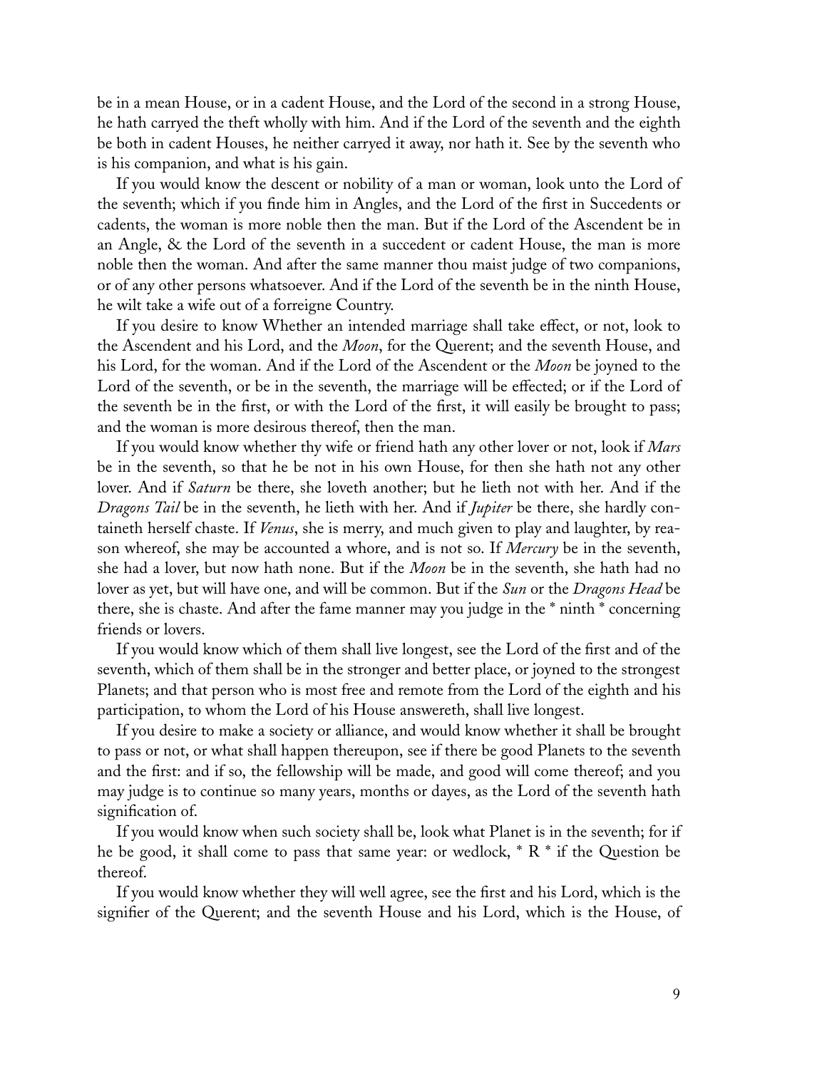be in a mean House, or in a cadent House, and the Lord of the second in a strong House, he hath carryed the theft wholly with him. And if the Lord of the seventh and the eighth be both in cadent Houses, he neither carryed it away, nor hath it. See by the seventh who is his companion, and what is his gain.

If you would know the descent or nobility of a man or woman, look unto the Lord of the seventh; which if you finde him in Angles, and the Lord of the first in Succedents or cadents, the woman is more noble then the man. But if the Lord of the Ascendent be in an Angle, & the Lord of the seventh in a succedent or cadent House, the man is more noble then the woman. And after the same manner thou maist judge of two companions, or of any other persons whatsoever. And if the Lord of the seventh be in the ninth House, he wilt take a wife out of a forreigne Country.

If you desire to know Whether an intended marriage shall take effect, or not, look to the Ascendent and his Lord, and the *Moon*, for the Querent; and the seventh House, and his Lord, for the woman. And if the Lord of the Ascendent or the *Moon* be joyned to the Lord of the seventh, or be in the seventh, the marriage will be effected; or if the Lord of the seventh be in the first, or with the Lord of the first, it will easily be brought to pass; and the woman is more desirous thereof, then the man.

If you would know whether thy wife or friend hath any other lover or not, look if *Mars* be in the seventh, so that he be not in his own House, for then she hath not any other lover. And if *Saturn* be there, she loveth another; but he lieth not with her. And if the *Dragons Tail* be in the seventh, he lieth with her. And if *Jupiter* be there, she hardly containeth herself chaste. If *Venus*, she is merry, and much given to play and laughter, by reason whereof, she may be accounted a whore, and is not so. If *Mercury* be in the seventh, she had a lover, but now hath none. But if the *Moon* be in the seventh, she hath had no lover as yet, but will have one, and will be common. But if the *Sun* or the *Dragons Head* be there, she is chaste. And after the fame manner may you judge in the * ninth * concerning friends or lovers.

If you would know which of them shall live longest, see the Lord of the first and of the seventh, which of them shall be in the stronger and better place, or joyned to the strongest Planets; and that person who is most free and remote from the Lord of the eighth and his participation, to whom the Lord of his House answereth, shall live longest.

If you desire to make a society or alliance, and would know whether it shall be brought to pass or not, or what shall happen thereupon, see if there be good Planets to the seventh and the first: and if so, the fellowship will be made, and good will come thereof; and you may judge is to continue so many years, months or dayes, as the Lord of the seventh hath signification of.

If you would know when such society shall be, look what Planet is in the seventh; for if he be good, it shall come to pass that same year: or wedlock, * R * if the Question be thereof.

If you would know whether they will well agree, see the first and his Lord, which is the signifier of the Querent; and the seventh House and his Lord, which is the House, of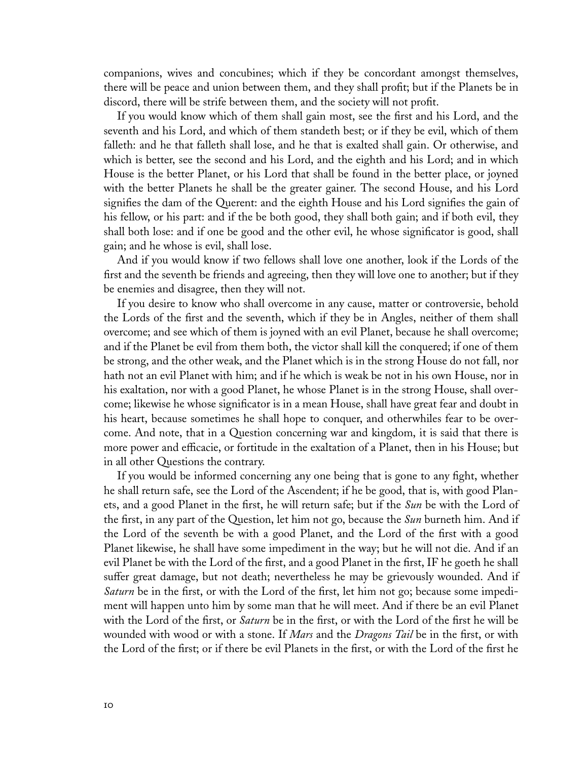companions, wives and concubines; which if they be concordant amongst themselves, there will be peace and union between them, and they shall profit; but if the Planets be in discord, there will be strife between them, and the society will not profit.

If you would know which of them shall gain most, see the first and his Lord, and the seventh and his Lord, and which of them standeth best; or if they be evil, which of them falleth: and he that falleth shall lose, and he that is exalted shall gain. Or otherwise, and which is better, see the second and his Lord, and the eighth and his Lord; and in which House is the better Planet, or his Lord that shall be found in the better place, or joyned with the better Planets he shall be the greater gainer. The second House, and his Lord signifies the dam of the Querent: and the eighth House and his Lord signifies the gain of his fellow, or his part: and if the be both good, they shall both gain; and if both evil, they shall both lose: and if one be good and the other evil, he whose significator is good, shall gain; and he whose is evil, shall lose.

And if you would know if two fellows shall love one another, look if the Lords of the first and the seventh be friends and agreeing, then they will love one to another; but if they be enemies and disagree, then they will not.

If you desire to know who shall overcome in any cause, matter or controversie, behold the Lords of the first and the seventh, which if they be in Angles, neither of them shall overcome; and see which of them is joyned with an evil Planet, because he shall overcome; and if the Planet be evil from them both, the victor shall kill the conquered; if one of them be strong, and the other weak, and the Planet which is in the strong House do not fall, nor hath not an evil Planet with him; and if he which is weak be not in his own House, nor in his exaltation, nor with a good Planet, he whose Planet is in the strong House, shall overcome; likewise he whose significator is in a mean House, shall have great fear and doubt in his heart, because sometimes he shall hope to conquer, and otherwhiles fear to be overcome. And note, that in a Question concerning war and kingdom, it is said that there is more power and efficacie, or fortitude in the exaltation of a Planet, then in his House; but in all other Questions the contrary.

If you would be informed concerning any one being that is gone to any fight, whether he shall return safe, see the Lord of the Ascendent; if he be good, that is, with good Planets, and a good Planet in the first, he will return safe; but if the *Sun* be with the Lord of the first, in any part of the Question, let him not go, because the *Sun* burneth him. And if the Lord of the seventh be with a good Planet, and the Lord of the first with a good Planet likewise, he shall have some impediment in the way; but he will not die. And if an evil Planet be with the Lord of the first, and a good Planet in the first, IF he goeth he shall suffer great damage, but not death; nevertheless he may be grievously wounded. And if *Saturn* be in the first, or with the Lord of the first, let him not go; because some impediment will happen unto him by some man that he will meet. And if there be an evil Planet with the Lord of the first, or *Saturn* be in the first, or with the Lord of the first he will be wounded with wood or with a stone. If *Mars* and the *Dragons Tail* be in the first, or with the Lord of the first; or if there be evil Planets in the first, or with the Lord of the first he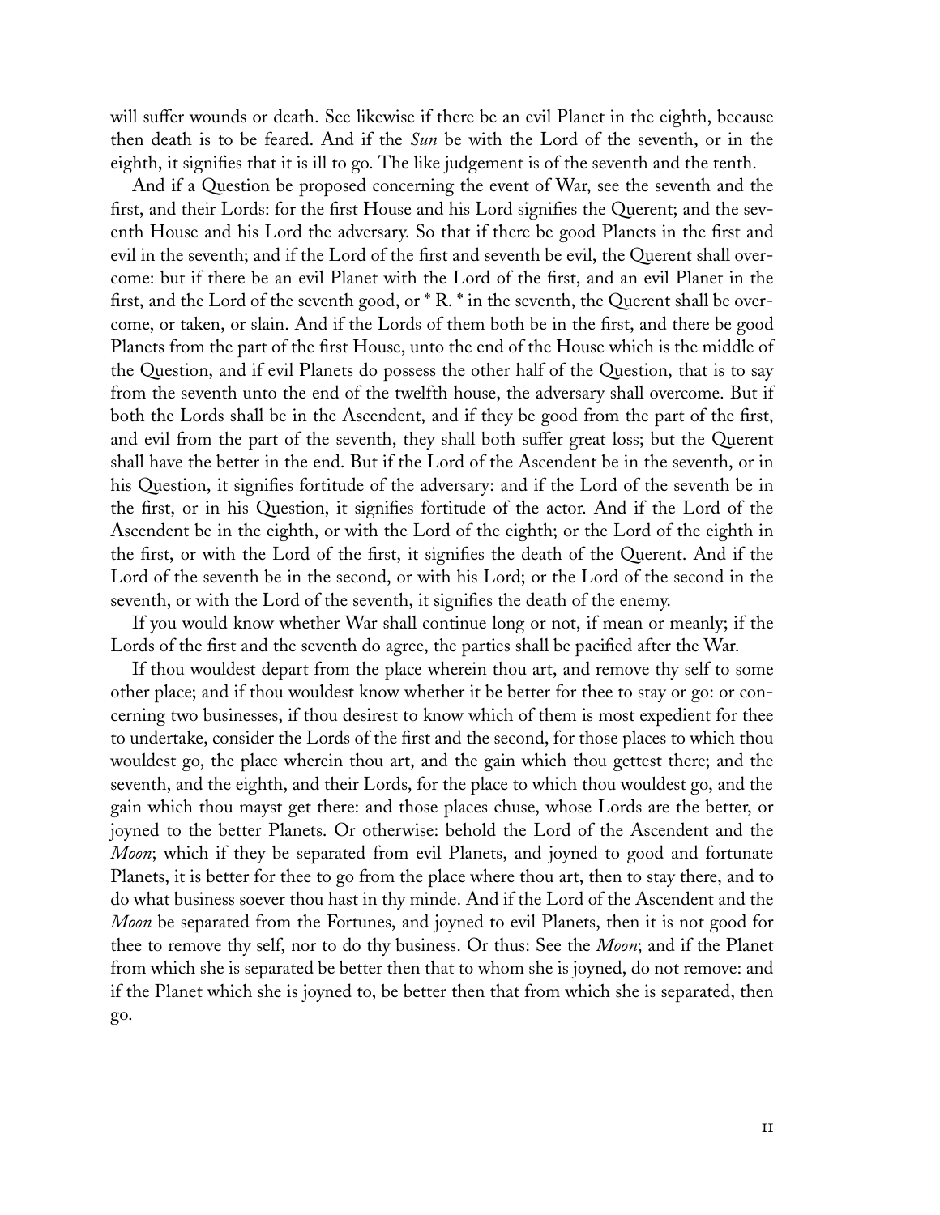will suffer wounds or death. See likewise if there be an evil Planet in the eighth, because then death is to be feared. And if the *Sun* be with the Lord of the seventh, or in the eighth, it signifies that it is ill to go. The like judgement is of the seventh and the tenth.

And if a Question be proposed concerning the event of War, see the seventh and the first, and their Lords: for the first House and his Lord signifies the Querent; and the seventh House and his Lord the adversary. So that if there be good Planets in the first and evil in the seventh; and if the Lord of the first and seventh be evil, the Querent shall overcome: but if there be an evil Planet with the Lord of the first, and an evil Planet in the first, and the Lord of the seventh good, or * R. * in the seventh, the Querent shall be overcome, or taken, or slain. And if the Lords of them both be in the first, and there be good Planets from the part of the first House, unto the end of the House which is the middle of the Question, and if evil Planets do possess the other half of the Question, that is to say from the seventh unto the end of the twelfth house, the adversary shall overcome. But if both the Lords shall be in the Ascendent, and if they be good from the part of the first, and evil from the part of the seventh, they shall both suffer great loss; but the Querent shall have the better in the end. But if the Lord of the Ascendent be in the seventh, or in his Question, it signifies fortitude of the adversary: and if the Lord of the seventh be in the first, or in his Question, it signifies fortitude of the actor. And if the Lord of the Ascendent be in the eighth, or with the Lord of the eighth; or the Lord of the eighth in the first, or with the Lord of the first, it signifies the death of the Querent. And if the Lord of the seventh be in the second, or with his Lord; or the Lord of the second in the seventh, or with the Lord of the seventh, it signifies the death of the enemy.

If you would know whether War shall continue long or not, if mean or meanly; if the Lords of the first and the seventh do agree, the parties shall be pacified after the War.

If thou wouldest depart from the place wherein thou art, and remove thy self to some other place; and if thou wouldest know whether it be better for thee to stay or go: or concerning two businesses, if thou desirest to know which of them is most expedient for thee to undertake, consider the Lords of the first and the second, for those places to which thou wouldest go, the place wherein thou art, and the gain which thou gettest there; and the seventh, and the eighth, and their Lords, for the place to which thou wouldest go, and the gain which thou mayst get there: and those places chuse, whose Lords are the better, or joyned to the better Planets. Or otherwise: behold the Lord of the Ascendent and the *Moon*; which if they be separated from evil Planets, and joyned to good and fortunate Planets, it is better for thee to go from the place where thou art, then to stay there, and to do what business soever thou hast in thy minde. And if the Lord of the Ascendent and the *Moon* be separated from the Fortunes, and joyned to evil Planets, then it is not good for thee to remove thy self, nor to do thy business. Or thus: See the *Moon*; and if the Planet from which she is separated be better then that to whom she is joyned, do not remove: and if the Planet which she is joyned to, be better then that from which she is separated, then go.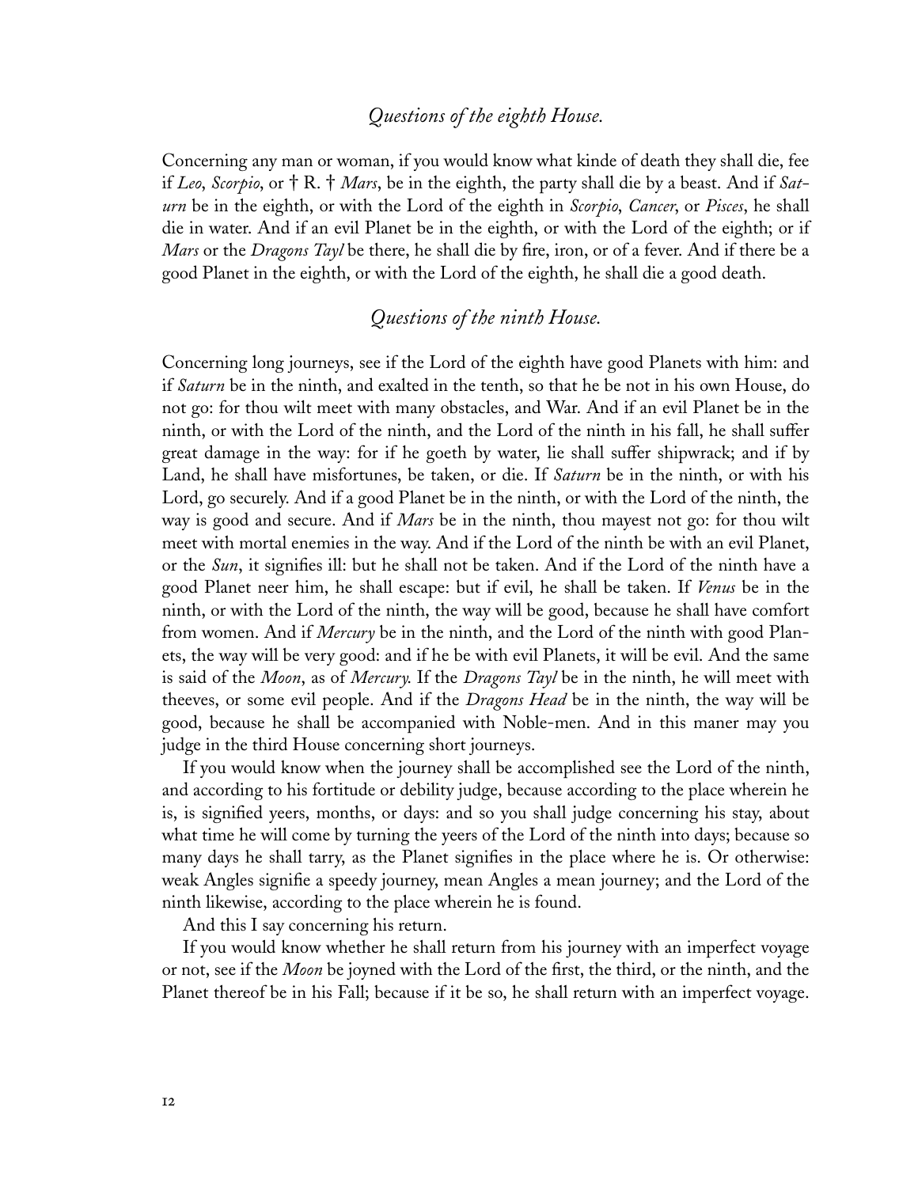## *Questions of the eighth House.*

Concerning any man or woman, if you would know what kinde of death they shall die, fee if *Leo*, *Scorpio*, or † R. † *Mars*, be in the eighth, the party shall die by a beast. And if *Saturn* be in the eighth, or with the Lord of the eighth in *Scorpio*, *Cancer*, or *Pisces*, he shall die in water. And if an evil Planet be in the eighth, or with the Lord of the eighth; or if *Mars* or the *Dragons Tayl* be there, he shall die by fire, iron, or of a fever. And if there be a good Planet in the eighth, or with the Lord of the eighth, he shall die a good death.

## *Questions of the ninth House.*

Concerning long journeys, see if the Lord of the eighth have good Planets with him: and if *Saturn* be in the ninth, and exalted in the tenth, so that he be not in his own House, do not go: for thou wilt meet with many obstacles, and War. And if an evil Planet be in the ninth, or with the Lord of the ninth, and the Lord of the ninth in his fall, he shall suffer great damage in the way: for if he goeth by water, lie shall suffer shipwrack; and if by Land, he shall have misfortunes, be taken, or die. If *Saturn* be in the ninth, or with his Lord, go securely. And if a good Planet be in the ninth, or with the Lord of the ninth, the way is good and secure. And if *Mars* be in the ninth, thou mayest not go: for thou wilt meet with mortal enemies in the way. And if the Lord of the ninth be with an evil Planet, or the *Sun*, it signifies ill: but he shall not be taken. And if the Lord of the ninth have a good Planet neer him, he shall escape: but if evil, he shall be taken. If *Venus* be in the ninth, or with the Lord of the ninth, the way will be good, because he shall have comfort from women. And if *Mercury* be in the ninth, and the Lord of the ninth with good Planets, the way will be very good: and if he be with evil Planets, it will be evil. And the same is said of the *Moon*, as of *Mercury*. If the *Dragons Tayl* be in the ninth, he will meet with theeves, or some evil people. And if the *Dragons Head* be in the ninth, the way will be good, because he shall be accompanied with Noble-men. And in this maner may you judge in the third House concerning short journeys.

If you would know when the journey shall be accomplished see the Lord of the ninth, and according to his fortitude or debility judge, because according to the place wherein he is, is signified yeers, months, or days: and so you shall judge concerning his stay, about what time he will come by turning the yeers of the Lord of the ninth into days; because so many days he shall tarry, as the Planet signifies in the place where he is. Or otherwise: weak Angles signifie a speedy journey, mean Angles a mean journey; and the Lord of the ninth likewise, according to the place wherein he is found.

And this I say concerning his return.

If you would know whether he shall return from his journey with an imperfect voyage or not, see if the *Moon* be joyned with the Lord of the first, the third, or the ninth, and the Planet thereof be in his Fall; because if it be so, he shall return with an imperfect voyage.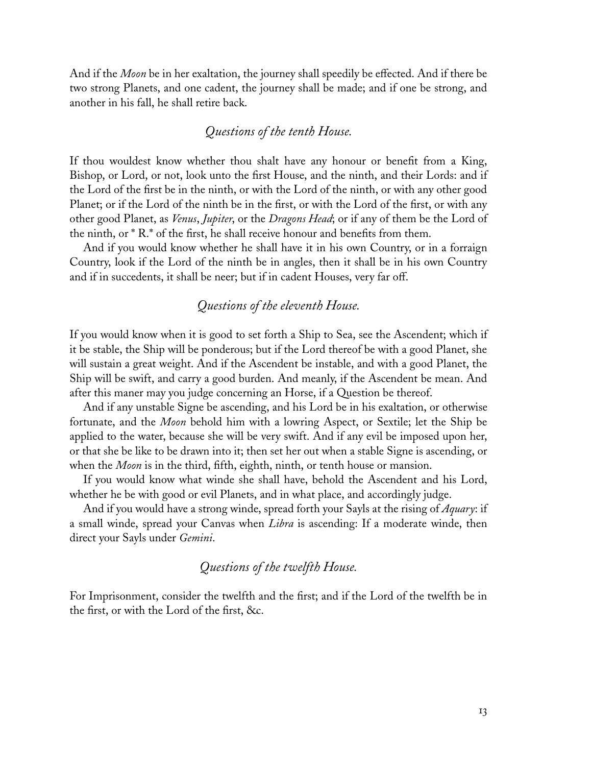And if the *Moon* be in her exaltation, the journey shall speedily be effected. And if there be two strong Planets, and one cadent, the journey shall be made; and if one be strong, and another in his fall, he shall retire back.

## *Questions of the tenth House.*

If thou wouldest know whether thou shalt have any honour or benefit from a King, Bishop, or Lord, or not, look unto the first House, and the ninth, and their Lords: and if the Lord of the first be in the ninth, or with the Lord of the ninth, or with any other good Planet; or if the Lord of the ninth be in the first, or with the Lord of the first, or with any other good Planet, as *Venus*, *Jupiter*, or the *Dragons Head*; or if any of them be the Lord of the ninth, or * R.* of the first, he shall receive honour and benefits from them.

And if you would know whether he shall have it in his own Country, or in a forraign Country, look if the Lord of the ninth be in angles, then it shall be in his own Country and if in succedents, it shall be neer; but if in cadent Houses, very far off.

## *Questions of the eleventh House.*

If you would know when it is good to set forth a Ship to Sea, see the Ascendent; which if it be stable, the Ship will be ponderous; but if the Lord thereof be with a good Planet, she will sustain a great weight. And if the Ascendent be instable, and with a good Planet, the Ship will be swift, and carry a good burden. And meanly, if the Ascendent be mean. And after this maner may you judge concerning an Horse, if a Question be thereof.

And if any unstable Signe be ascending, and his Lord be in his exaltation, or otherwise fortunate, and the *Moon* behold him with a lowring Aspect, or Sextile; let the Ship be applied to the water, because she will be very swift. And if any evil be imposed upon her, or that she be like to be drawn into it; then set her out when a stable Signe is ascending, or when the *Moon* is in the third, fifth, eighth, ninth, or tenth house or mansion.

If you would know what winde she shall have, behold the Ascendent and his Lord, whether he be with good or evil Planets, and in what place, and accordingly judge.

And if you would have a strong winde, spread forth your Sayls at the rising of *Aquary*: if a small winde, spread your Canvas when *Libra* is ascending: If a moderate winde, then direct your Sayls under *Gemini*.

## *Questions of the twelfth House.*

For Imprisonment, consider the twelfth and the first; and if the Lord of the twelfth be in the first, or with the Lord of the first, &c.